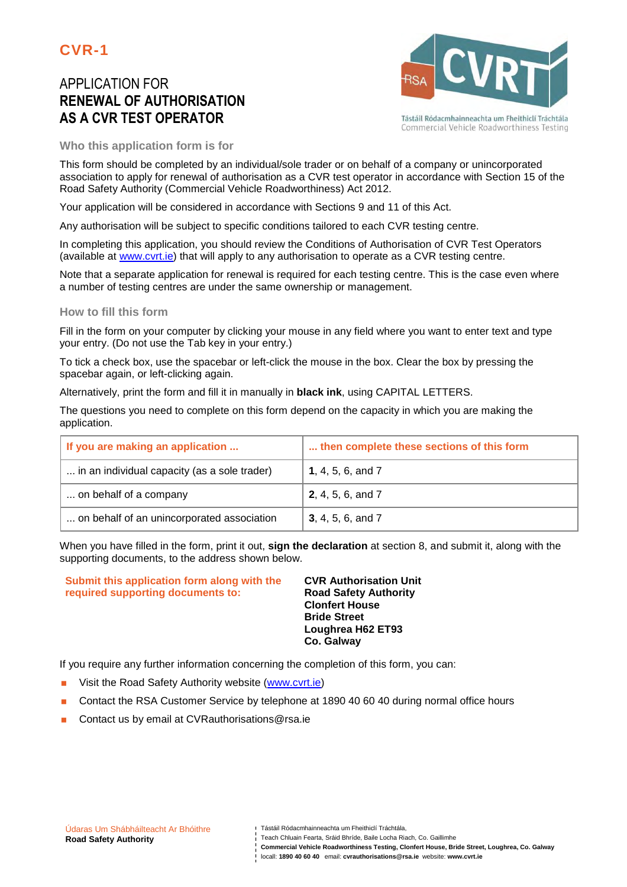# CVR-1

## APPLICATION FOR **RENEWAL OF AUTHORISATION AS A CVR TEST OPERATOR**

Tástáil Ródacmhainneachta um Fheithiclí Tráchtála
Commercial Vehicle Roadworthiness Testing

### Who this application form is for

This form should be completed by an individual/sole trader or on behalf of a company or unincorporated association to apply for renewal of authorisation as a CVR test operator in accordance with Section 15 of the Road Safety Authority (Commercial Vehicle Roadworthiness) Act 2012.

Your application will be considered in accordance with Sections 9 and 11 of this Act.

Any authorisation will be subject to specific conditions tailored to each CVR testing centre.

In completing this application, you should review the Conditions of Authorisation of CVR Test Operators (available at www.cvrt.ie) that will apply to any authorisation to operate as a CVR testing centre.

Note that a separate application for renewal is required for each testing centre. This is the case even where a number of testing centres are under the same ownership or management.

### How to fill this form

Fill in the form on your computer by clicking your mouse in any field where you want to enter text and type your entry. (Do not use the Tab key in your entry.)

To tick a check box, use the spacebar or left-click the mouse in the box. Clear the box by pressing the spacebar again, or left-clicking again.

Alternatively, print the form and fill it in manually in **black ink**, using CAPITAL LETTERS.

The questions you need to complete on this form depend on the capacity in which you are making the application.

| If you are making an application ... | ... then complete these sections of this form |
|---|---|
| ... in an individual capacity (as a sole trader) | **1**, 4, 5, 6, and 7 |
| ... on behalf of a company | **2**, 4, 5, 6, and 7 |
| ... on behalf of an unincorporated association | **3**, 4, 5, 6, and 7 |

When you have filled in the form, print it out, **sign the declaration** at section 8, and submit it, along with the supporting documents, to the address shown below.

**Submit this application form along with the required supporting documents to:**

**CVR Authorisation Unit**
**Road Safety Authority**
**Clonfert House**
**Bride Street**
**Loughrea H62 ET93**
**Co. Galway**

If you require any further information concerning the completion of this form, you can:

- Visit the Road Safety Authority website (www.cvrt.ie)
- Contact the RSA Customer Service by telephone at 1890 40 60 40 during normal office hours
- Contact us by email at CVRauthorisations@rsa.ie

Údaras Um Shábháilteacht Ar Bhóithre
**Road Safety Authority**

Tástáil Ródacmhainneachta um Fheithiclí Tráchtála,
Teach Chluain Fearta, Sráid Bhríde, Baile Locha Riach, Co. Gaillimhe
**Commercial Vehicle Roadworthiness Testing, Clonfert House, Bride Street, Loughrea, Co. Galway**
locall: **1890 40 60 40** email: **cvrauthorisations@rsa.ie** website: **www.cvrt.ie**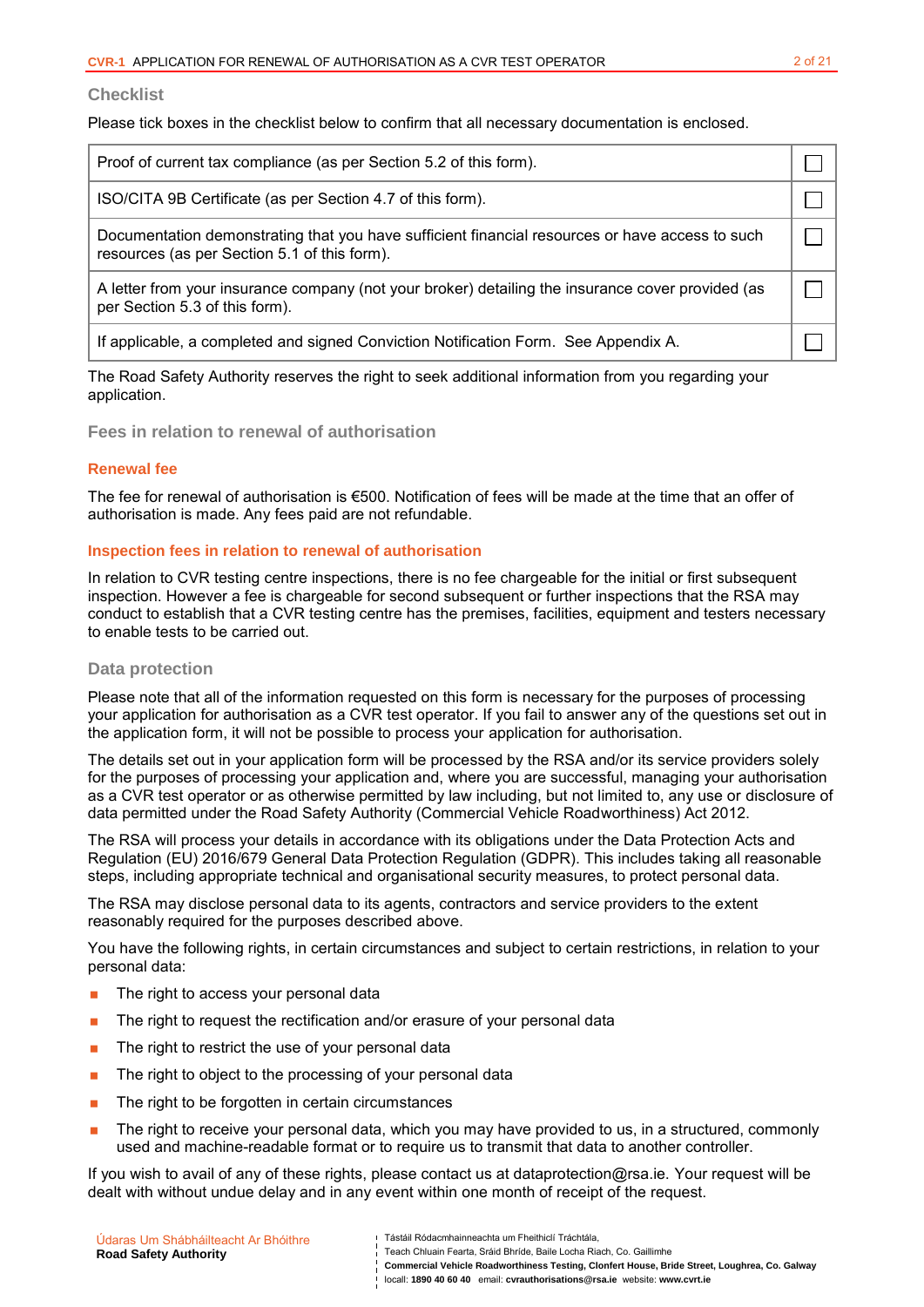## Checklist

Please tick boxes in the checklist below to confirm that all necessary documentation is enclosed.

| | |
|---|---|
| Proof of current tax compliance (as per Section 5.2 of this form). | ☐ |
| ISO/CITA 9B Certificate (as per Section 4.7 of this form). | ☐ |
| Documentation demonstrating that you have sufficient financial resources or have access to such resources (as per Section 5.1 of this form). | ☐ |
| A letter from your insurance company (not your broker) detailing the insurance cover provided (as per Section 5.3 of this form). | ☐ |
| If applicable, a completed and signed Conviction Notification Form. See Appendix A. | ☐ |

The Road Safety Authority reserves the right to seek additional information from you regarding your application.

## Fees in relation to renewal of authorisation

### Renewal fee

The fee for renewal of authorisation is €500. Notification of fees will be made at the time that an offer of authorisation is made. Any fees paid are not refundable.

### Inspection fees in relation to renewal of authorisation

In relation to CVR testing centre inspections, there is no fee chargeable for the initial or first subsequent inspection. However a fee is chargeable for second subsequent or further inspections that the RSA may conduct to establish that a CVR testing centre has the premises, facilities, equipment and testers necessary to enable tests to be carried out.

## Data protection

Please note that all of the information requested on this form is necessary for the purposes of processing your application for authorisation as a CVR test operator. If you fail to answer any of the questions set out in the application form, it will not be possible to process your application for authorisation.

The details set out in your application form will be processed by the RSA and/or its service providers solely for the purposes of processing your application and, where you are successful, managing your authorisation as a CVR test operator or as otherwise permitted by law including, but not limited to, any use or disclosure of data permitted under the Road Safety Authority (Commercial Vehicle Roadworthiness) Act 2012.

The RSA will process your details in accordance with its obligations under the Data Protection Acts and Regulation (EU) 2016/679 General Data Protection Regulation (GDPR). This includes taking all reasonable steps, including appropriate technical and organisational security measures, to protect personal data.

The RSA may disclose personal data to its agents, contractors and service providers to the extent reasonably required for the purposes described above.

You have the following rights, in certain circumstances and subject to certain restrictions, in relation to your personal data:

- The right to access your personal data
- The right to request the rectification and/or erasure of your personal data
- The right to restrict the use of your personal data
- The right to object to the processing of your personal data
- The right to be forgotten in certain circumstances
- The right to receive your personal data, which you may have provided to us, in a structured, commonly used and machine-readable format or to require us to transmit that data to another controller.

If you wish to avail of any of these rights, please contact us at dataprotection@rsa.ie. Your request will be dealt with without undue delay and in any event within one month of receipt of the request.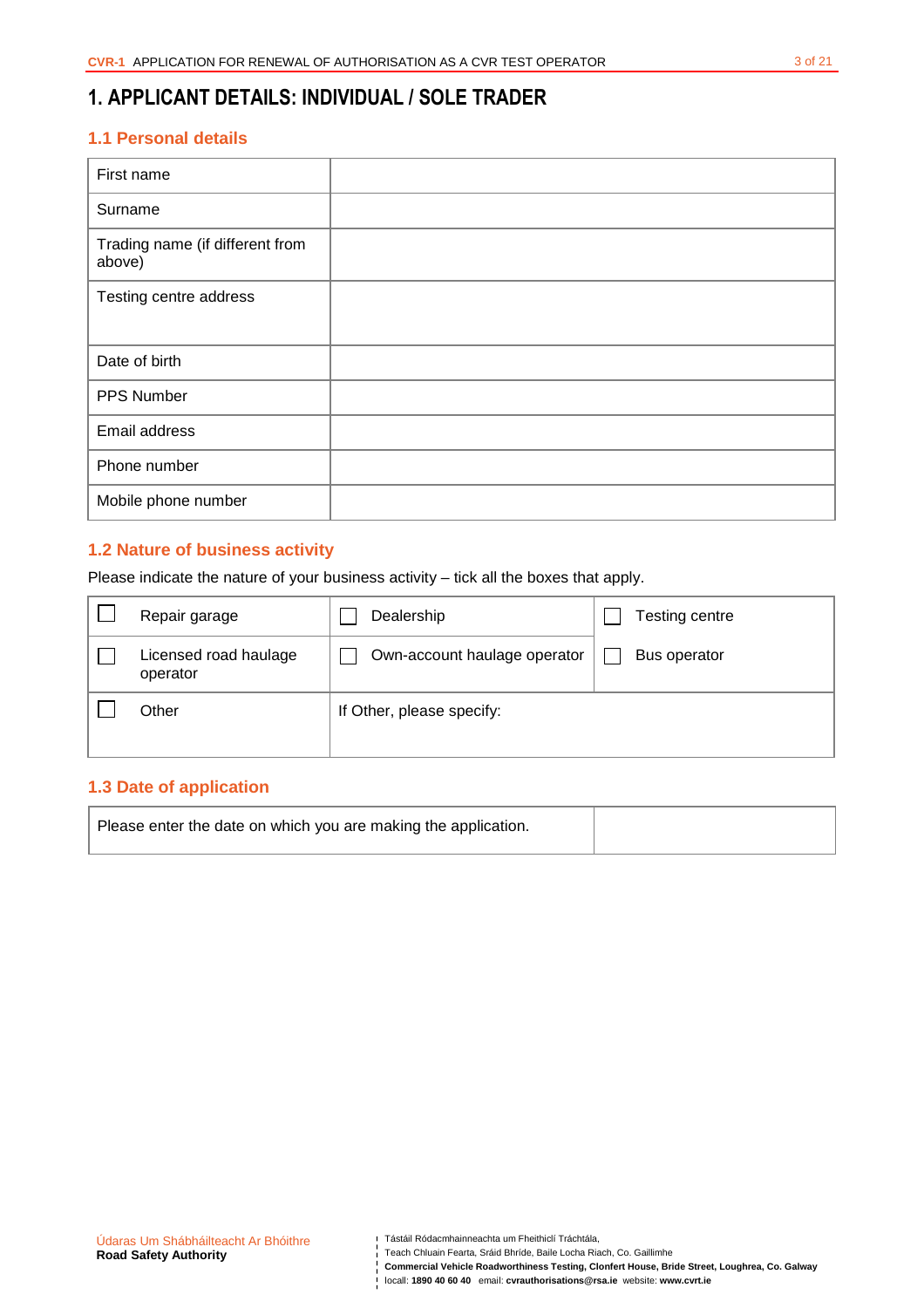# 1. APPLICANT DETAILS: INDIVIDUAL / SOLE TRADER

## 1.1 Personal details

| | |
|---|---|
| First name | |
| Surname | |
| Trading name (if different from above) | |
| Testing centre address | |
| Date of birth | |
| PPS Number | |
| Email address | |
| Phone number | |
| Mobile phone number | |

## 1.2 Nature of business activity

Please indicate the nature of your business activity – tick all the boxes that apply.

| | | |
|---|---|---|
| ☐ Repair garage | ☐ Dealership | ☐ Testing centre |
| ☐ Licensed road haulage operator | ☐ Own-account haulage operator | ☐ Bus operator |
| ☐ Other | If Other, please specify: | |

## 1.3 Date of application

| | |
|---|---|
| Please enter the date on which you are making the application. | |

Údaras Um Shábháilteacht Ar Bhóithre
**Road Safety Authority**

Tástáil Ródacmhainneachta um Fheithiclí Tráchtála,
Teach Chluain Fearta, Sráid Bhríde, Baile Locha Riach, Co. Gaillimhe
**Commercial Vehicle Roadworthiness Testing, Clonfert House, Bride Street, Loughrea, Co. Galway**
locall: **1890 40 60 40** email: **cvrauthorisations@rsa.ie** website: **www.cvrt.ie**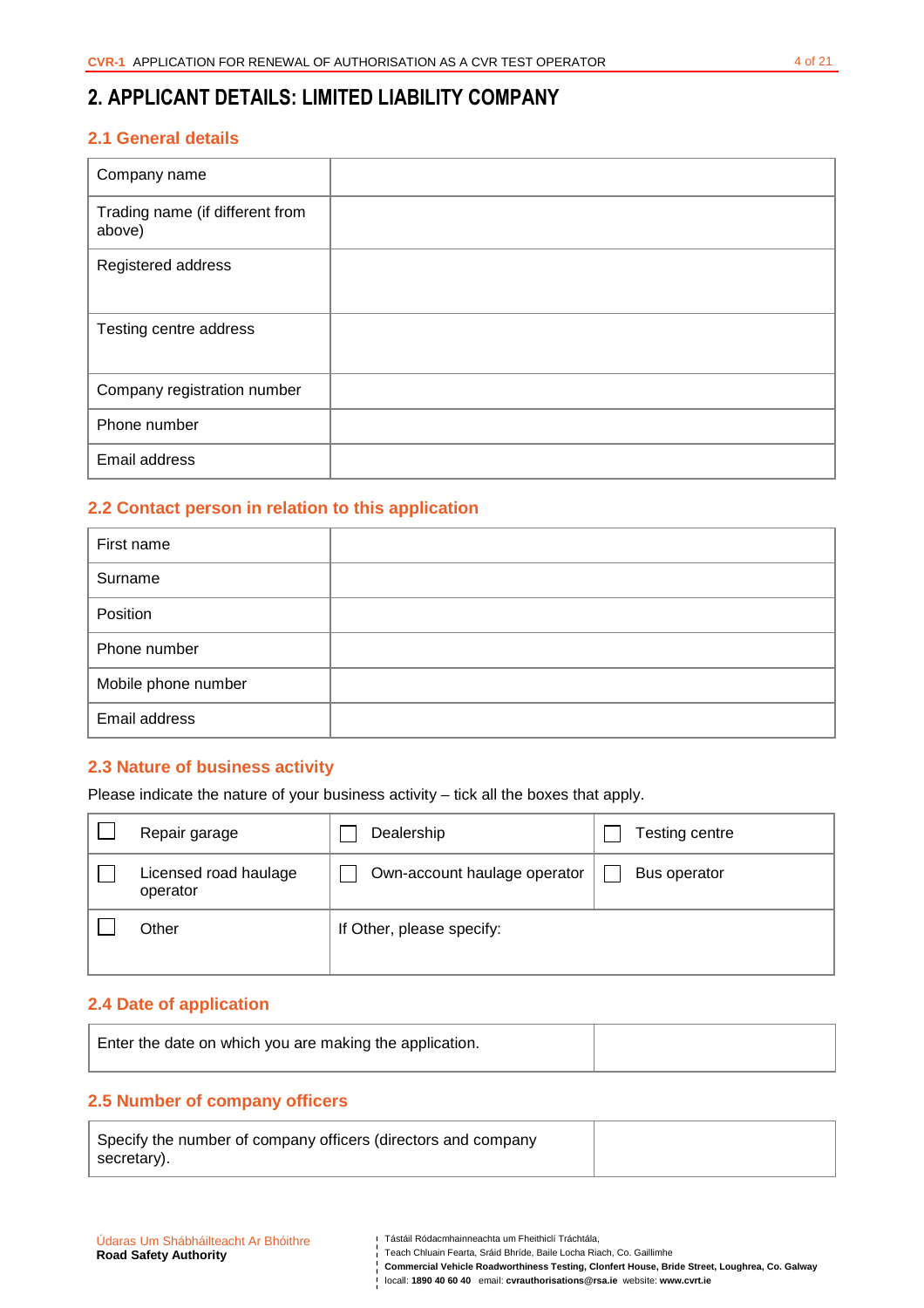# 2. APPLICANT DETAILS: LIMITED LIABILITY COMPANY

## 2.1 General details

| | |
|---|---|
| Company name | |
| Trading name (if different from above) | |
| Registered address | |
| Testing centre address | |
| Company registration number | |
| Phone number | |
| Email address | |

## 2.2 Contact person in relation to this application

| | |
|---|---|
| First name | |
| Surname | |
| Position | |
| Phone number | |
| Mobile phone number | |
| Email address | |

## 2.3 Nature of business activity

Please indicate the nature of your business activity – tick all the boxes that apply.

| | | |
|---|---|---|
| ☐ Repair garage | ☐ Dealership | ☐ Testing centre |
| ☐ Licensed road haulage operator | ☐ Own-account haulage operator | ☐ Bus operator |
| ☐ Other | If Other, please specify: | |

## 2.4 Date of application

| | |
|---|---|
| Enter the date on which you are making the application. | |

## 2.5 Number of company officers

| | |
|---|---|
| Specify the number of company officers (directors and company secretary). | |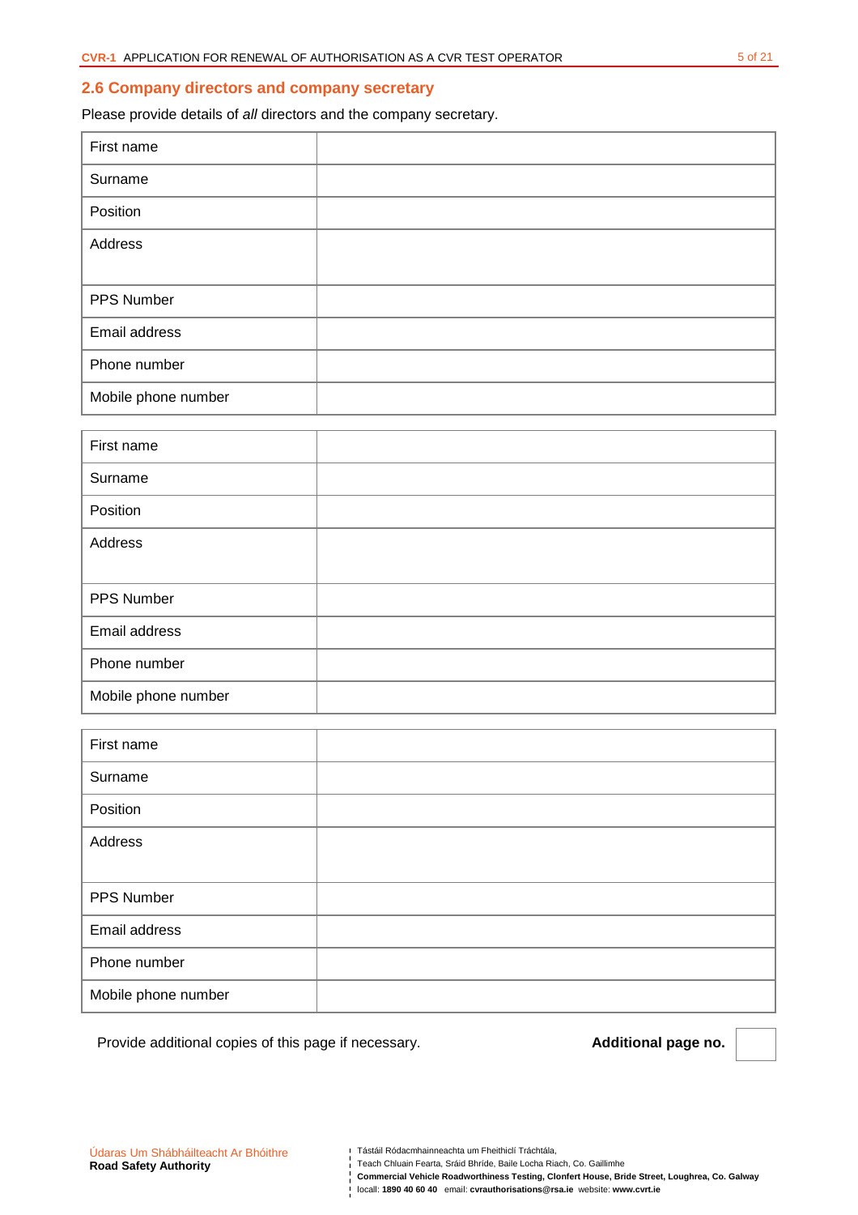## 2.6 Company directors and company secretary

Please provide details of *all* directors and the company secretary.

| | |
|---|---|
| First name | |
| Surname | |
| Position | |
| Address | |
| PPS Number | |
| Email address | |
| Phone number | |
| Mobile phone number | |

| | |
|---|---|
| First name | |
| Surname | |
| Position | |
| Address | |
| PPS Number | |
| Email address | |
| Phone number | |
| Mobile phone number | |

| | |
|---|---|
| First name | |
| Surname | |
| Position | |
| Address | |
| PPS Number | |
| Email address | |
| Phone number | |
| Mobile phone number | |

Provide additional copies of this page if necessary. **Additional page no.**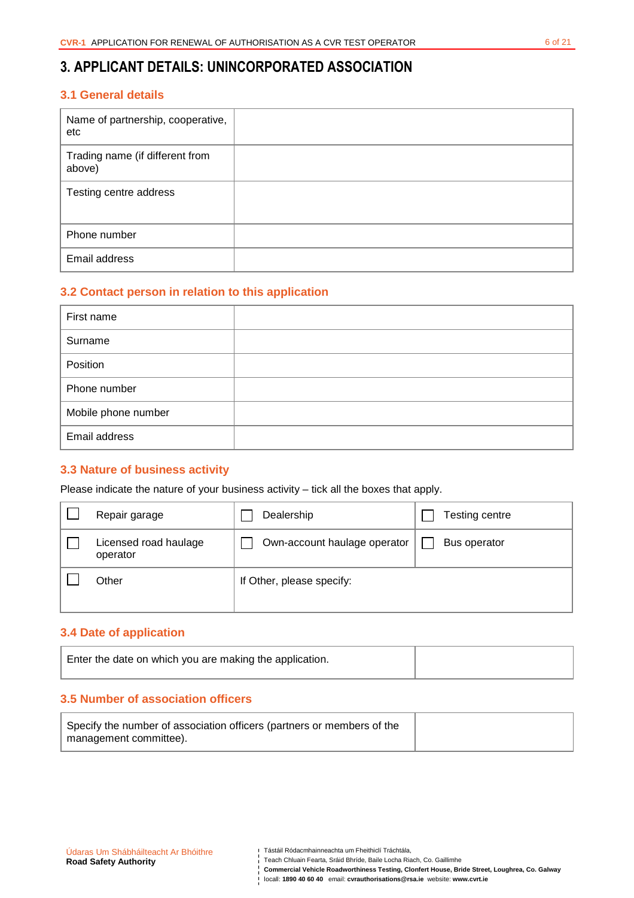# 3. APPLICANT DETAILS: UNINCORPORATED ASSOCIATION

## 3.1 General details

| | |
|---|---|
| Name of partnership, cooperative, etc | |
| Trading name (if different from above) | |
| Testing centre address | |
| Phone number | |
| Email address | |

## 3.2 Contact person in relation to this application

| | |
|---|---|
| First name | |
| Surname | |
| Position | |
| Phone number | |
| Mobile phone number | |
| Email address | |

## 3.3 Nature of business activity

Please indicate the nature of your business activity – tick all the boxes that apply.

| | | |
|---|---|---|
| ☐ Repair garage | ☐ Dealership | ☐ Testing centre |
| ☐ Licensed road haulage operator | ☐ Own-account haulage operator | ☐ Bus operator |
| ☐ Other | If Other, please specify: | |

## 3.4 Date of application

| | |
|---|---|
| Enter the date on which you are making the application. | |

## 3.5 Number of association officers

| | |
|---|---|
| Specify the number of association officers (partners or members of the management committee). | |

Údaras Um Shábháilteacht Ar Bhóithre
**Road Safety Authority**

Tástáil Ródacmhainneachta um Fheithiclí Tráchtála,
Teach Chluain Fearta, Sráid Bhríde, Baile Locha Riach, Co. Gaillimhe
**Commercial Vehicle Roadworthiness Testing, Clonfert House, Bride Street, Loughrea, Co. Galway**
locall: **1890 40 60 40** email: **cvrauthorisations@rsa.ie** website: **www.cvrt.ie**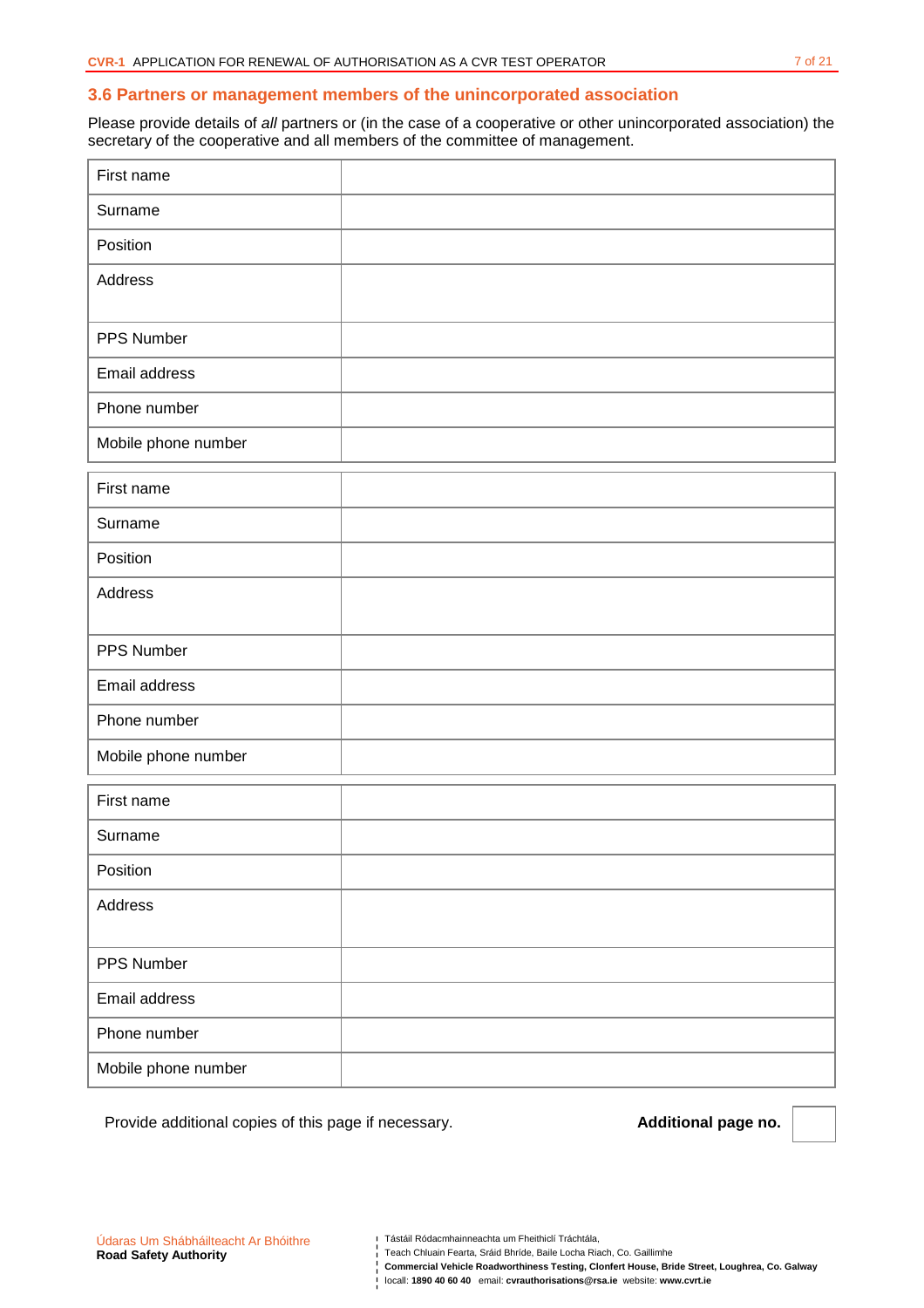### 3.6 Partners or management members of the unincorporated association

Please provide details of *all* partners or (in the case of a cooperative or other unincorporated association) the secretary of the cooperative and all members of the committee of management.

| | |
|---|---|
| First name | |
| Surname | |
| Position | |
| Address | |
| PPS Number | |
| Email address | |
| Phone number | |
| Mobile phone number | |

| | |
|---|---|
| First name | |
| Surname | |
| Position | |
| Address | |
| PPS Number | |
| Email address | |
| Phone number | |
| Mobile phone number | |

| | |
|---|---|
| First name | |
| Surname | |
| Position | |
| Address | |
| PPS Number | |
| Email address | |
| Phone number | |
| Mobile phone number | |

Provide additional copies of this page if necessary. **Additional page no.** ☐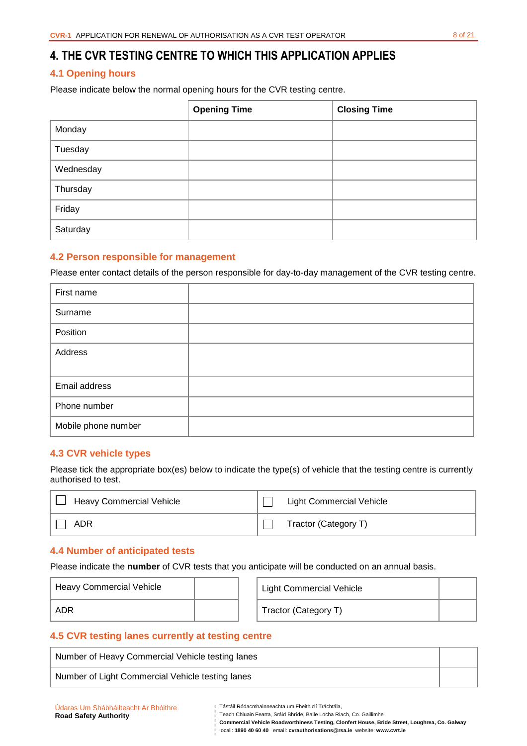# 4. THE CVR TESTING CENTRE TO WHICH THIS APPLICATION APPLIES

## 4.1 Opening hours

Please indicate below the normal opening hours for the CVR testing centre.

| | Opening Time | Closing Time |
|---|---|---|
| Monday | | |
| Tuesday | | |
| Wednesday | | |
| Thursday | | |
| Friday | | |
| Saturday | | |

## 4.2 Person responsible for management

Please enter contact details of the person responsible for day-to-day management of the CVR testing centre.

| | |
|---|---|
| First name | |
| Surname | |
| Position | |
| Address | |
| Email address | |
| Phone number | |
| Mobile phone number | |

## 4.3 CVR vehicle types

Please tick the appropriate box(es) below to indicate the type(s) of vehicle that the testing centre is currently authorised to test.

| | |
|---|---|
| ☐ Heavy Commercial Vehicle | ☐ Light Commercial Vehicle |
| ☐ ADR | ☐ Tractor (Category T) |

## 4.4 Number of anticipated tests

Please indicate the **number** of CVR tests that you anticipate will be conducted on an annual basis.

| | | | |
|---|---|---|---|
| Heavy Commercial Vehicle | | Light Commercial Vehicle | |
| ADR | | Tractor (Category T) | |

## 4.5 CVR testing lanes currently at testing centre

| | |
|---|---|
| Number of Heavy Commercial Vehicle testing lanes | |
| Number of Light Commercial Vehicle testing lanes | |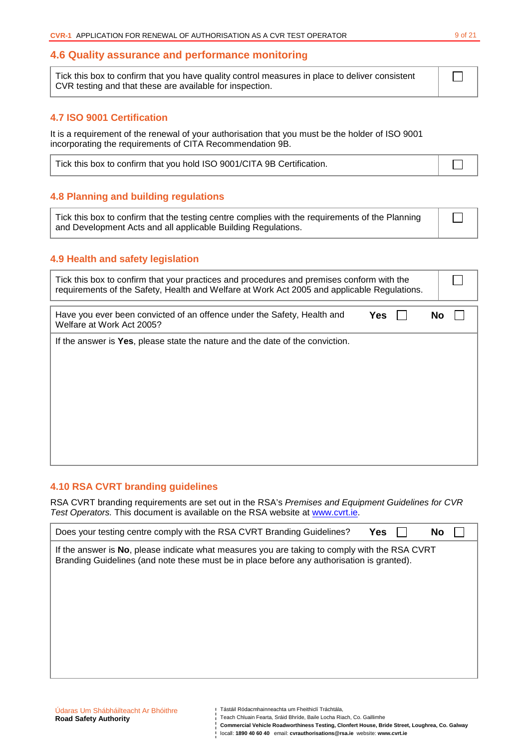## 4.6 Quality assurance and performance monitoring

| Tick this box to confirm that you have quality control measures in place to deliver consistent CVR testing and that these are available for inspection. | ☐ |
|---|---|

## 4.7 ISO 9001 Certification

It is a requirement of the renewal of your authorisation that you must be the holder of ISO 9001 incorporating the requirements of CITA Recommendation 9B.

| Tick this box to confirm that you hold ISO 9001/CITA 9B Certification. | ☐ |
|---|---|

## 4.8 Planning and building regulations

| Tick this box to confirm that the testing centre complies with the requirements of the Planning and Development Acts and all applicable Building Regulations. | ☐ |
|---|---|

## 4.9 Health and safety legislation

| Tick this box to confirm that your practices and procedures and premises conform with the requirements of the Safety, Health and Welfare at Work Act 2005 and applicable Regulations. | ☐ |
|---|---|

| Have you ever been convicted of an offence under the Safety, Health and Welfare at Work Act 2005? | **Yes** ☐ | **No** ☐ |
|---|---|---|
| If the answer is **Yes**, please state the nature and the date of the conviction. | | |

## 4.10 RSA CVRT branding guidelines

RSA CVRT branding requirements are set out in the RSA's *Premises and Equipment Guidelines for CVR Test Operators.* This document is available on the RSA website at www.cvrt.ie.

| Does your testing centre comply with the RSA CVRT Branding Guidelines? | **Yes** ☐ | **No** ☐ |
|---|---|---|
| If the answer is **No**, please indicate what measures you are taking to comply with the RSA CVRT Branding Guidelines (and note these must be in place before any authorisation is granted). | | |

Údaras Um Shábháilteacht Ar Bhóithre
**Road Safety Authority**

Tástáil Ródacmhainneachta um Fheithiclí Tráchtála,
Teach Chluain Fearta, Sráid Bhríde, Baile Locha Riach, Co. Gaillimhe
**Commercial Vehicle Roadworthiness Testing, Clonfert House, Bride Street, Loughrea, Co. Galway**
locall: **1890 40 60 40** email: **cvrauthorisations@rsa.ie** website: **www.cvrt.ie**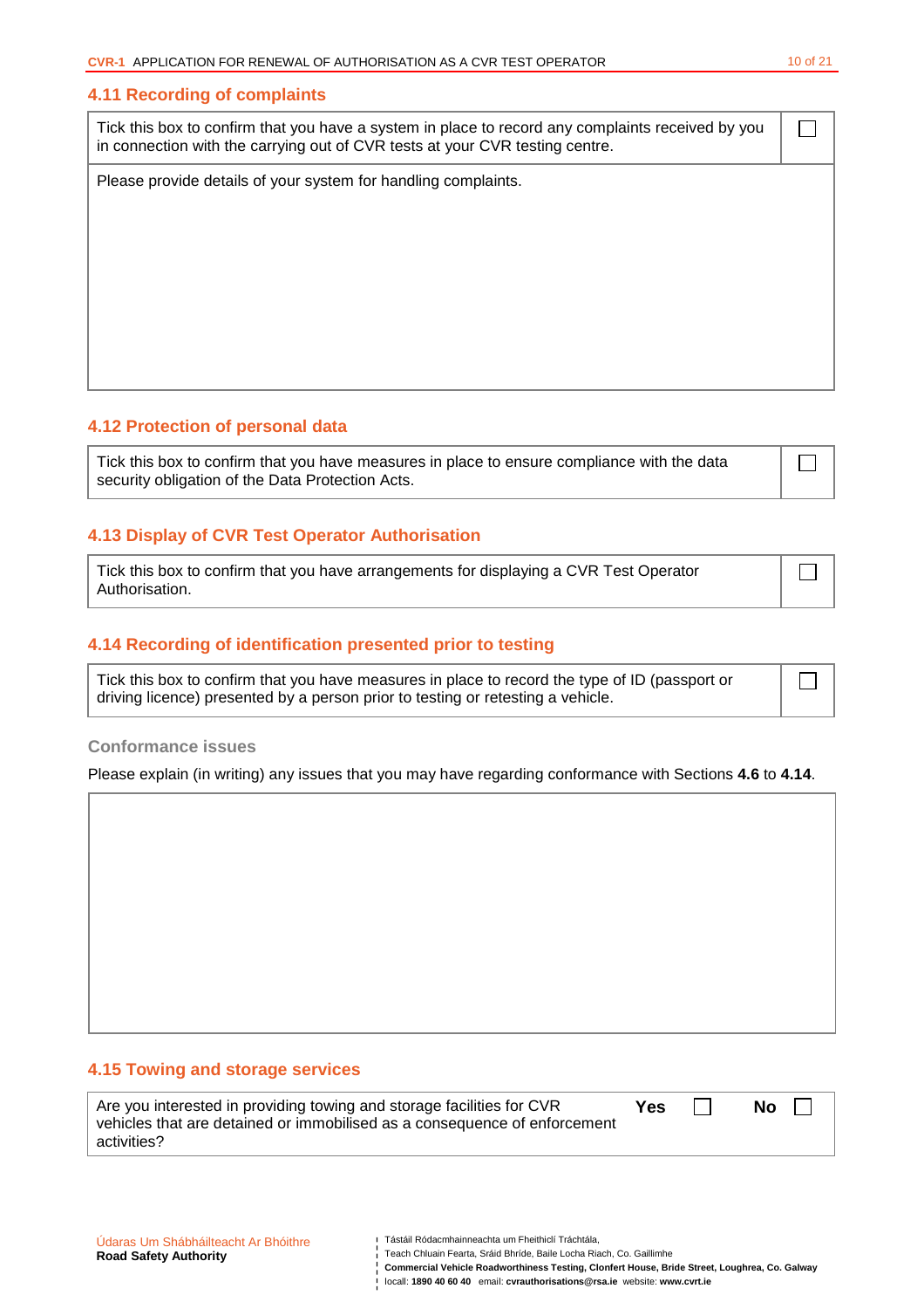## 4.11 Recording of complaints

| Tick this box to confirm that you have a system in place to record any complaints received by you in connection with the carrying out of CVR tests at your CVR testing centre. | ☐ |
|---|---|
| Please provide details of your system for handling complaints. | |

## 4.12 Protection of personal data

| Tick this box to confirm that you have measures in place to ensure compliance with the data security obligation of the Data Protection Acts. | ☐ |
|---|---|

## 4.13 Display of CVR Test Operator Authorisation

| Tick this box to confirm that you have arrangements for displaying a CVR Test Operator Authorisation. | ☐ |
|---|---|

## 4.14 Recording of identification presented prior to testing

| Tick this box to confirm that you have measures in place to record the type of ID (passport or driving licence) presented by a person prior to testing or retesting a vehicle. | ☐ |
|---|---|

### Conformance issues

Please explain (in writing) any issues that you may have regarding conformance with Sections **4.6** to **4.14**.

## 4.15 Towing and storage services

| Are you interested in providing towing and storage facilities for CVR vehicles that are detained or immobilised as a consequence of enforcement activities? | **Yes** ☐ | **No** ☐ |
|---|---|---|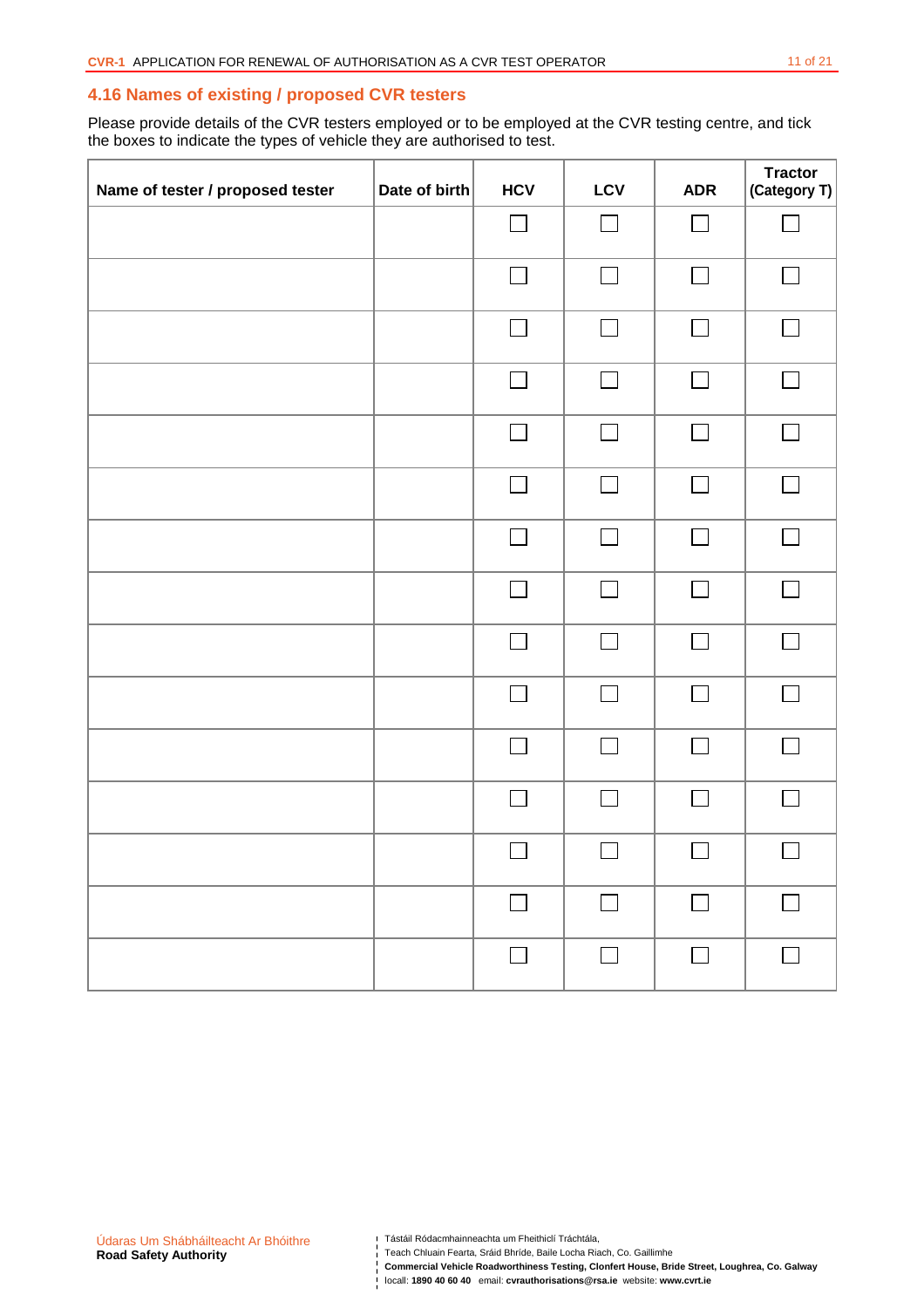## 4.16 Names of existing / proposed CVR testers

Please provide details of the CVR testers employed or to be employed at the CVR testing centre, and tick the boxes to indicate the types of vehicle they are authorised to test.

| Name of tester / proposed tester | Date of birth | HCV | LCV | ADR | Tractor (Category T) |
|---|---|---|---|---|---|
| | | ☐ | ☐ | ☐ | ☐ |
| | | ☐ | ☐ | ☐ | ☐ |
| | | ☐ | ☐ | ☐ | ☐ |
| | | ☐ | ☐ | ☐ | ☐ |
| | | ☐ | ☐ | ☐ | ☐ |
| | | ☐ | ☐ | ☐ | ☐ |
| | | ☐ | ☐ | ☐ | ☐ |
| | | ☐ | ☐ | ☐ | ☐ |
| | | ☐ | ☐ | ☐ | ☐ |
| | | ☐ | ☐ | ☐ | ☐ |
| | | ☐ | ☐ | ☐ | ☐ |
| | | ☐ | ☐ | ☐ | ☐ |
| | | ☐ | ☐ | ☐ | ☐ |
| | | ☐ | ☐ | ☐ | ☐ |
| | | ☐ | ☐ | ☐ | ☐ |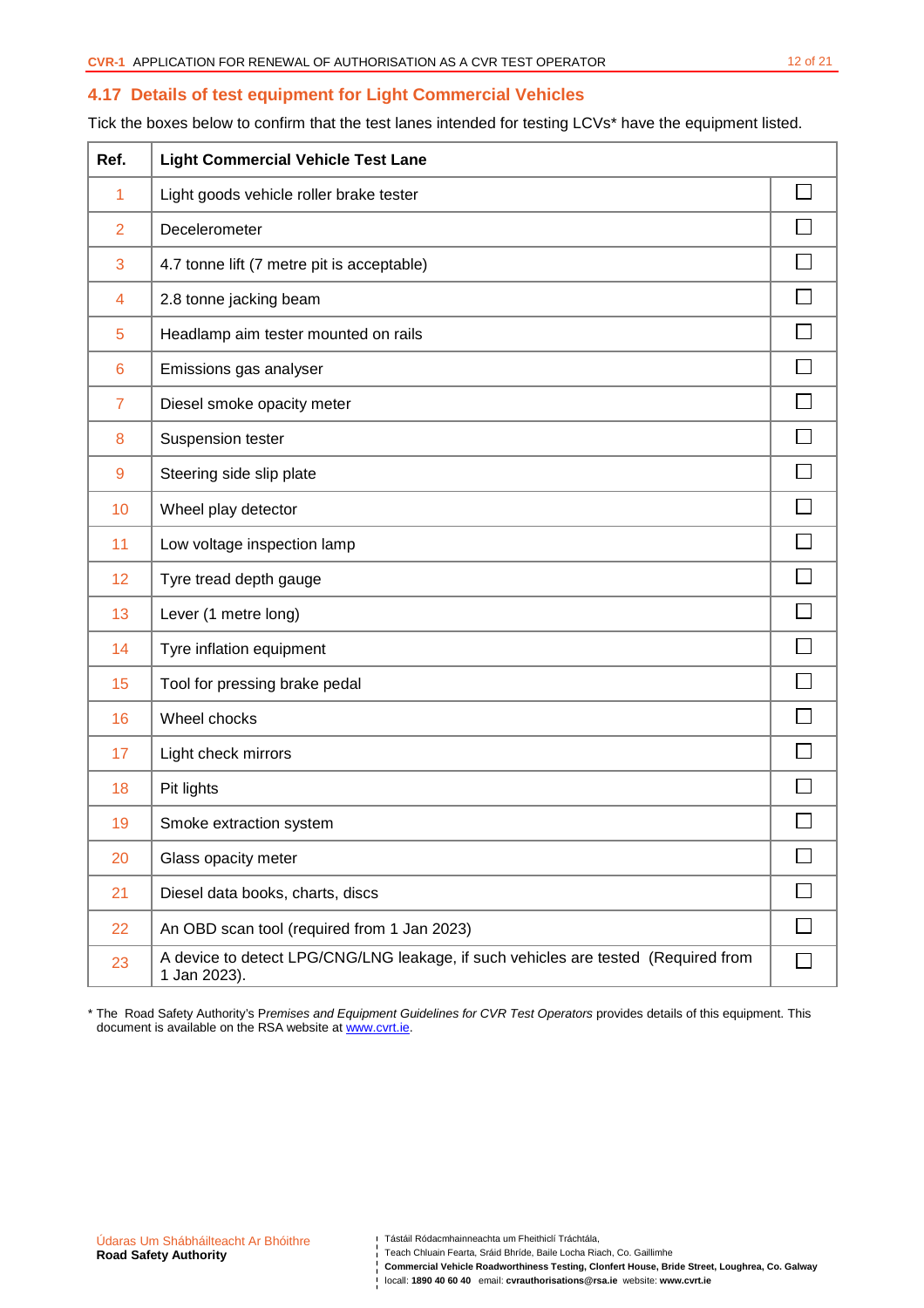## 4.17 Details of test equipment for Light Commercial Vehicles

Tick the boxes below to confirm that the test lanes intended for testing LCVs* have the equipment listed.

| Ref. | Light Commercial Vehicle Test Lane | |
|---|---|---|
| 1 | Light goods vehicle roller brake tester | ☐ |
| 2 | Decelerometer | ☐ |
| 3 | 4.7 tonne lift (7 metre pit is acceptable) | ☐ |
| 4 | 2.8 tonne jacking beam | ☐ |
| 5 | Headlamp aim tester mounted on rails | ☐ |
| 6 | Emissions gas analyser | ☐ |
| 7 | Diesel smoke opacity meter | ☐ |
| 8 | Suspension tester | ☐ |
| 9 | Steering side slip plate | ☐ |
| 10 | Wheel play detector | ☐ |
| 11 | Low voltage inspection lamp | ☐ |
| 12 | Tyre tread depth gauge | ☐ |
| 13 | Lever (1 metre long) | ☐ |
| 14 | Tyre inflation equipment | ☐ |
| 15 | Tool for pressing brake pedal | ☐ |
| 16 | Wheel chocks | ☐ |
| 17 | Light check mirrors | ☐ |
| 18 | Pit lights | ☐ |
| 19 | Smoke extraction system | ☐ |
| 20 | Glass opacity meter | ☐ |
| 21 | Diesel data books, charts, discs | ☐ |
| 22 | An OBD scan tool (required from 1 Jan 2023) | ☐ |
| 23 | A device to detect LPG/CNG/LNG leakage, if such vehicles are tested (Required from 1 Jan 2023). | ☐ |

* The Road Safety Authority's *Premises and Equipment Guidelines for CVR Test Operators* provides details of this equipment. This document is available on the RSA website at [www.cvrt.ie](http://www.cvrt.ie).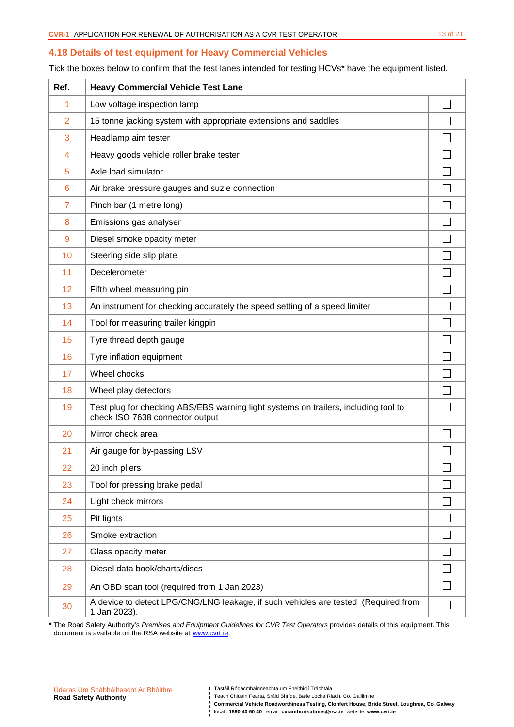## 4.18 Details of test equipment for Heavy Commercial Vehicles

Tick the boxes below to confirm that the test lanes intended for testing HCVs* have the equipment listed.

| Ref. | Heavy Commercial Vehicle Test Lane | |
|---|---|---|
| 1 | Low voltage inspection lamp | ☐ |
| 2 | 15 tonne jacking system with appropriate extensions and saddles | ☐ |
| 3 | Headlamp aim tester | ☐ |
| 4 | Heavy goods vehicle roller brake tester | ☐ |
| 5 | Axle load simulator | ☐ |
| 6 | Air brake pressure gauges and suzie connection | ☐ |
| 7 | Pinch bar (1 metre long) | ☐ |
| 8 | Emissions gas analyser | ☐ |
| 9 | Diesel smoke opacity meter | ☐ |
| 10 | Steering side slip plate | ☐ |
| 11 | Decelerometer | ☐ |
| 12 | Fifth wheel measuring pin | ☐ |
| 13 | An instrument for checking accurately the speed setting of a speed limiter | ☐ |
| 14 | Tool for measuring trailer kingpin | ☐ |
| 15 | Tyre thread depth gauge | ☐ |
| 16 | Tyre inflation equipment | ☐ |
| 17 | Wheel chocks | ☐ |
| 18 | Wheel play detectors | ☐ |
| 19 | Test plug for checking ABS/EBS warning light systems on trailers, including tool to check ISO 7638 connector output | ☐ |
| 20 | Mirror check area | ☐ |
| 21 | Air gauge for by-passing LSV | ☐ |
| 22 | 20 inch pliers | ☐ |
| 23 | Tool for pressing brake pedal | ☐ |
| 24 | Light check mirrors | ☐ |
| 25 | Pit lights | ☐ |
| 26 | Smoke extraction | ☐ |
| 27 | Glass opacity meter | ☐ |
| 28 | Diesel data book/charts/discs | ☐ |
| 29 | An OBD scan tool (required from 1 Jan 2023) | ☐ |
| 30 | A device to detect LPG/CNG/LNG leakage, if such vehicles are tested (Required from 1 Jan 2023). | ☐ |

**\*** The Road Safety Authority's *Premises and Equipment Guidelines for CVR Test Operators* provides details of this equipment. This document is available on the RSA website at www.cvrt.ie.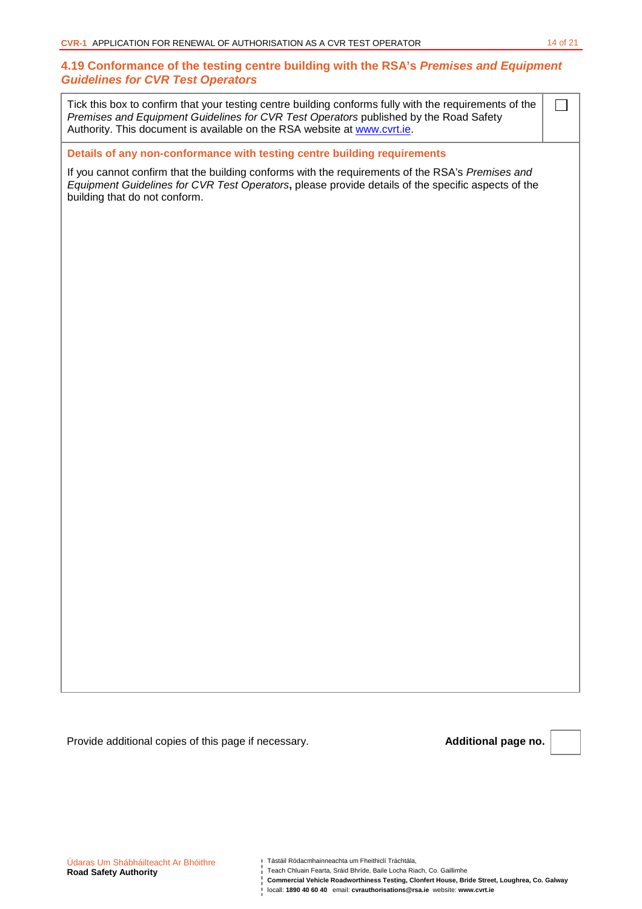## 4.19 Conformance of the testing centre building with the RSA's *Premises and Equipment Guidelines for CVR Test Operators*

| | |
|---|---|
| Tick this box to confirm that your testing centre building conforms fully with the requirements of the *Premises and Equipment Guidelines for CVR Test Operators* published by the Road Safety Authority. This document is available on the RSA website at www.cvrt.ie. | ☐ |

**Details of any non-conformance with testing centre building requirements**

If you cannot confirm that the building conforms with the requirements of the RSA's *Premises and Equipment Guidelines for CVR Test Operators*, please provide details of the specific aspects of the building that do not conform.

Provide additional copies of this page if necessary.

**Additional page no.** ______

Údaras Um Shábháilteacht Ar Bhóithre
**Road Safety Authority**

Tástáil Ródacmhainneachta um Fheithiclí Tráchtála,
Teach Chluain Fearta, Sráid Bhríde, Baile Locha Riach, Co. Gaillimhe
**Commercial Vehicle Roadworthiness Testing, Clonfert House, Bride Street, Loughrea, Co. Galway**
locall: **1890 40 60 40** email: **cvrauthorisations@rsa.ie** website: **www.cvrt.ie**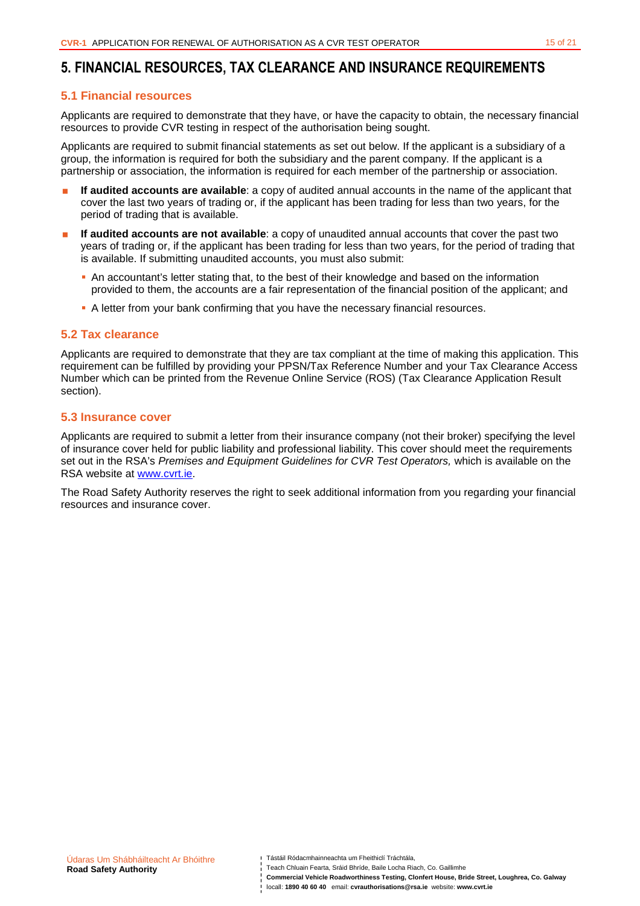# 5. FINANCIAL RESOURCES, TAX CLEARANCE AND INSURANCE REQUIREMENTS

## 5.1 Financial resources

Applicants are required to demonstrate that they have, or have the capacity to obtain, the necessary financial resources to provide CVR testing in respect of the authorisation being sought.

Applicants are required to submit financial statements as set out below. If the applicant is a subsidiary of a group, the information is required for both the subsidiary and the parent company. If the applicant is a partnership or association, the information is required for each member of the partnership or association.

- **If audited accounts are available**: a copy of audited annual accounts in the name of the applicant that cover the last two years of trading or, if the applicant has been trading for less than two years, for the period of trading that is available.
- **If audited accounts are not available**: a copy of unaudited annual accounts that cover the past two years of trading or, if the applicant has been trading for less than two years, for the period of trading that is available. If submitting unaudited accounts, you must also submit:
  - An accountant's letter stating that, to the best of their knowledge and based on the information provided to them, the accounts are a fair representation of the financial position of the applicant; and
  - A letter from your bank confirming that you have the necessary financial resources.

## 5.2 Tax clearance

Applicants are required to demonstrate that they are tax compliant at the time of making this application. This requirement can be fulfilled by providing your PPSN/Tax Reference Number and your Tax Clearance Access Number which can be printed from the Revenue Online Service (ROS) (Tax Clearance Application Result section).

## 5.3 Insurance cover

Applicants are required to submit a letter from their insurance company (not their broker) specifying the level of insurance cover held for public liability and professional liability. This cover should meet the requirements set out in the RSA's *Premises and Equipment Guidelines for CVR Test Operators,* which is available on the RSA website at www.cvrt.ie.

The Road Safety Authority reserves the right to seek additional information from you regarding your financial resources and insurance cover.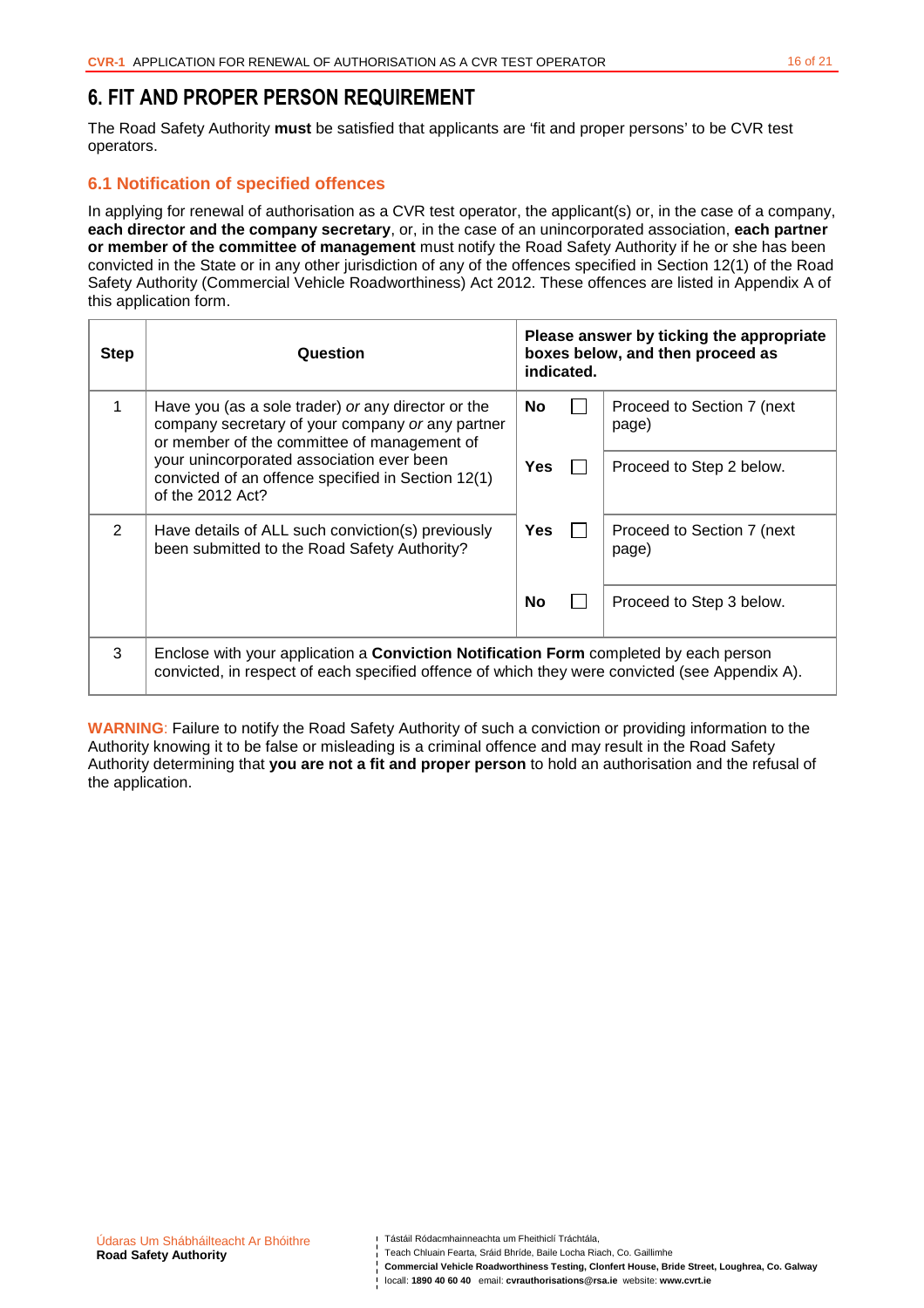# 6. FIT AND PROPER PERSON REQUIREMENT

The Road Safety Authority **must** be satisfied that applicants are 'fit and proper persons' to be CVR test operators.

## 6.1 Notification of specified offences

In applying for renewal of authorisation as a CVR test operator, the applicant(s) or, in the case of a company, **each director and the company secretary**, or, in the case of an unincorporated association, **each partner or member of the committee of management** must notify the Road Safety Authority if he or she has been convicted in the State or in any other jurisdiction of any of the offences specified in Section 12(1) of the Road Safety Authority (Commercial Vehicle Roadworthiness) Act 2012. These offences are listed in Appendix A of this application form.

| Step | Question | Please answer by ticking the appropriate boxes below, and then proceed as indicated. | | |
|---|---|---|---|---|
| 1 | Have you (as a sole trader) *or* any director or the company secretary of your company *or* any partner or member of the committee of management of your unincorporated association ever been convicted of an offence specified in Section 12(1) of the 2012 Act? | **No** | ☐ | Proceed to Section 7 (next page) |
| | | **Yes** | ☐ | Proceed to Step 2 below. |
| 2 | Have details of ALL such conviction(s) previously been submitted to the Road Safety Authority? | **Yes** | ☐ | Proceed to Section 7 (next page) |
| | | **No** | ☐ | Proceed to Step 3 below. |
| 3 | Enclose with your application a **Conviction Notification Form** completed by each person convicted, in respect of each specified offence of which they were convicted (see Appendix A). | | | |

**WARNING**: Failure to notify the Road Safety Authority of such a conviction or providing information to the Authority knowing it to be false or misleading is a criminal offence and may result in the Road Safety Authority determining that **you are not a fit and proper person** to hold an authorisation and the refusal of the application.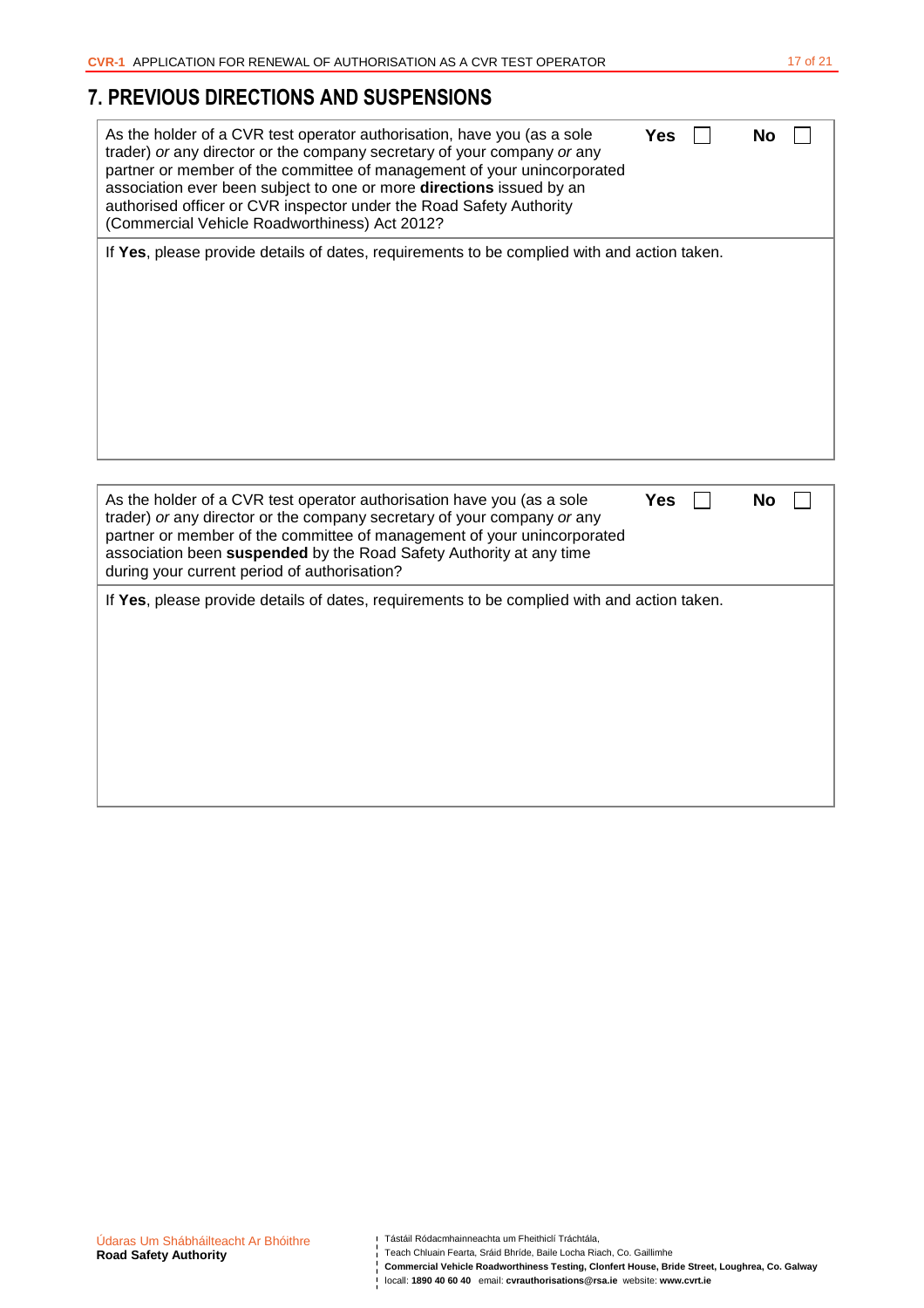## 7. PREVIOUS DIRECTIONS AND SUSPENSIONS

| As the holder of a CVR test operator authorisation, have you (as a sole trader) *or* any director or the company secretary of your company *or* any partner or member of the committee of management of your unincorporated association ever been subject to one or more **directions** issued by an authorised officer or CVR inspector under the Road Safety Authority (Commercial Vehicle Roadworthiness) Act 2012? | **Yes** ☐ | **No** ☐ |
|---|---|---|
| If **Yes**, please provide details of dates, requirements to be complied with and action taken. | | |

| As the holder of a CVR test operator authorisation have you (as a sole trader) *or* any director or the company secretary of your company *or* any partner or member of the committee of management of your unincorporated association been **suspended** by the Road Safety Authority at any time during your current period of authorisation? | **Yes** ☐ | **No** ☐ |
|---|---|---|
| If **Yes**, please provide details of dates, requirements to be complied with and action taken. | | |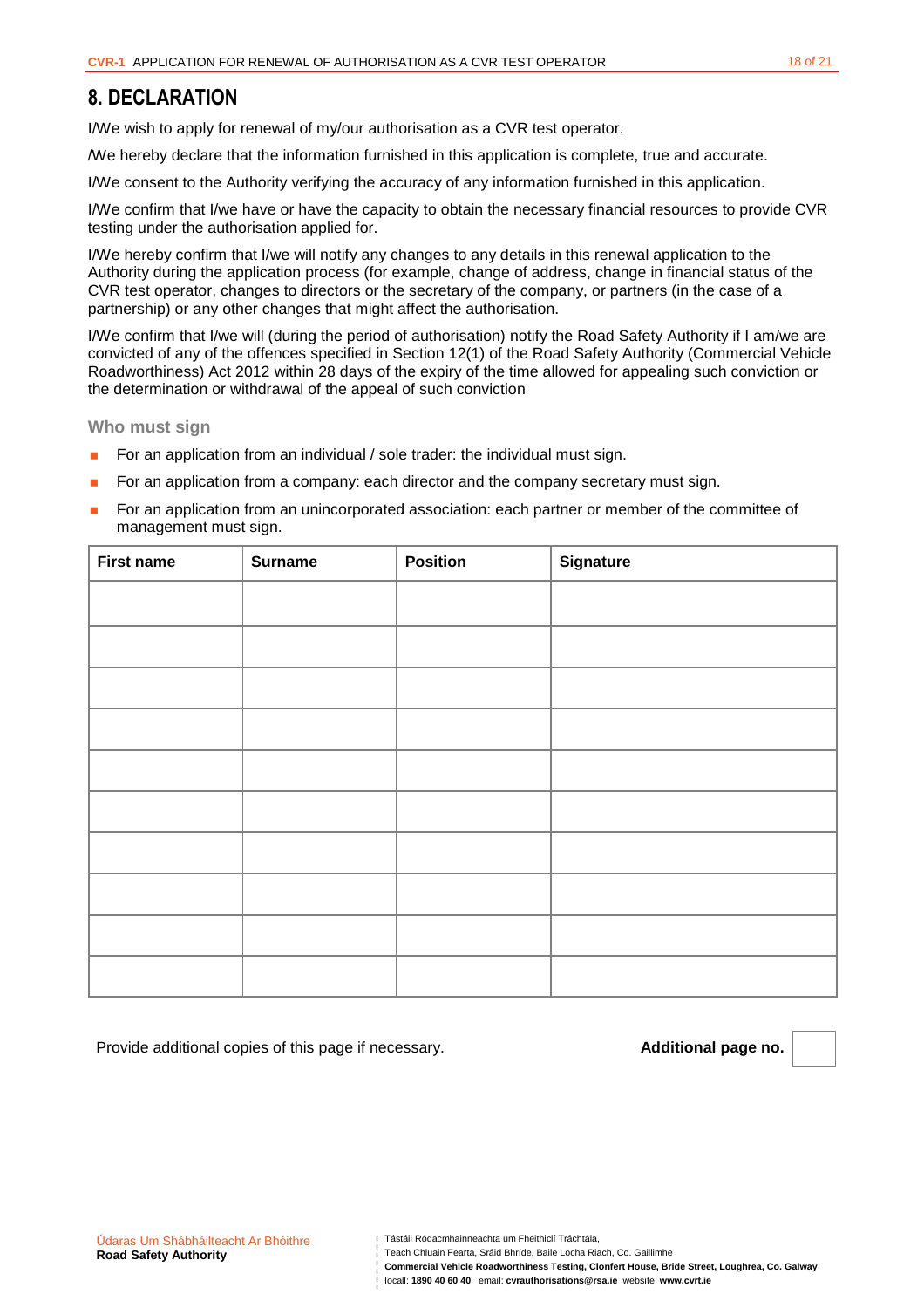# 8. DECLARATION

I/We wish to apply for renewal of my/our authorisation as a CVR test operator.

/We hereby declare that the information furnished in this application is complete, true and accurate.

I/We consent to the Authority verifying the accuracy of any information furnished in this application.

I/We confirm that I/we have or have the capacity to obtain the necessary financial resources to provide CVR testing under the authorisation applied for.

I/We hereby confirm that I/we will notify any changes to any details in this renewal application to the Authority during the application process (for example, change of address, change in financial status of the CVR test operator, changes to directors or the secretary of the company, or partners (in the case of a partnership) or any other changes that might affect the authorisation.

I/We confirm that I/we will (during the period of authorisation) notify the Road Safety Authority if I am/we are convicted of any of the offences specified in Section 12(1) of the Road Safety Authority (Commercial Vehicle Roadworthiness) Act 2012 within 28 days of the expiry of the time allowed for appealing such conviction or the determination or withdrawal of the appeal of such conviction

### Who must sign

- For an application from an individual / sole trader: the individual must sign.
- For an application from a company: each director and the company secretary must sign.
- For an application from an unincorporated association: each partner or member of the committee of management must sign.

| First name | Surname | Position | Signature |
|---|---|---|---|
| | | | |
| | | | |
| | | | |
| | | | |
| | | | |
| | | | |
| | | | |
| | | | |
| | | | |
| | | | |

Provide additional copies of this page if necessary. **Additional page no.**

Údaras Um Shábháilteacht Ar Bhóithre
**Road Safety Authority**

Tástáil Ródacmhainneachta um Fheithiclí Tráchtála,
Teach Chluain Fearta, Sráid Bhríde, Baile Locha Riach, Co. Gaillimhe
**Commercial Vehicle Roadworthiness Testing, Clonfert House, Bride Street, Loughrea, Co. Galway**
locall: **1890 40 60 40** email: **cvrauthorisations@rsa.ie** website: **www.cvrt.ie**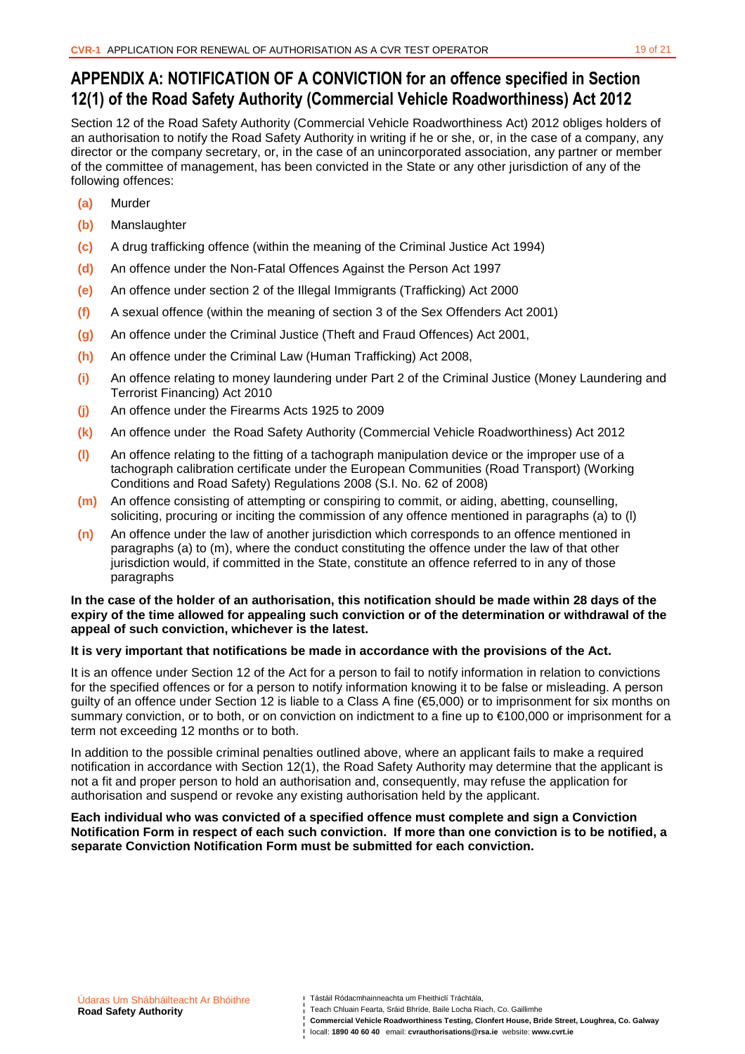# APPENDIX A: NOTIFICATION OF A CONVICTION for an offence specified in Section 12(1) of the Road Safety Authority (Commercial Vehicle Roadworthiness) Act 2012

Section 12 of the Road Safety Authority (Commercial Vehicle Roadworthiness Act) 2012 obliges holders of an authorisation to notify the Road Safety Authority in writing if he or she, or, in the case of a company, any director or the company secretary, or, in the case of an unincorporated association, any partner or member of the committee of management, has been convicted in the State or any other jurisdiction of any of the following offences:

- **(a)** Murder
- **(b)** Manslaughter
- **(c)** A drug trafficking offence (within the meaning of the Criminal Justice Act 1994)
- **(d)** An offence under the Non-Fatal Offences Against the Person Act 1997
- **(e)** An offence under section 2 of the Illegal Immigrants (Trafficking) Act 2000
- **(f)** A sexual offence (within the meaning of section 3 of the Sex Offenders Act 2001)
- **(g)** An offence under the Criminal Justice (Theft and Fraud Offences) Act 2001,
- **(h)** An offence under the Criminal Law (Human Trafficking) Act 2008,
- **(i)** An offence relating to money laundering under Part 2 of the Criminal Justice (Money Laundering and Terrorist Financing) Act 2010
- **(j)** An offence under the Firearms Acts 1925 to 2009
- **(k)** An offence under the Road Safety Authority (Commercial Vehicle Roadworthiness) Act 2012
- **(l)** An offence relating to the fitting of a tachograph manipulation device or the improper use of a tachograph calibration certificate under the European Communities (Road Transport) (Working Conditions and Road Safety) Regulations 2008 (S.I. No. 62 of 2008)
- **(m)** An offence consisting of attempting or conspiring to commit, or aiding, abetting, counselling, soliciting, procuring or inciting the commission of any offence mentioned in paragraphs (a) to (l)
- **(n)** An offence under the law of another jurisdiction which corresponds to an offence mentioned in paragraphs (a) to (m), where the conduct constituting the offence under the law of that other jurisdiction would, if committed in the State, constitute an offence referred to in any of those paragraphs

**In the case of the holder of an authorisation, this notification should be made within 28 days of the expiry of the time allowed for appealing such conviction or of the determination or withdrawal of the appeal of such conviction, whichever is the latest.**

**It is very important that notifications be made in accordance with the provisions of the Act.**

It is an offence under Section 12 of the Act for a person to fail to notify information in relation to convictions for the specified offences or for a person to notify information knowing it to be false or misleading. A person guilty of an offence under Section 12 is liable to a Class A fine (€5,000) or to imprisonment for six months on summary conviction, or to both, or on conviction on indictment to a fine up to €100,000 or imprisonment for a term not exceeding 12 months or to both.

In addition to the possible criminal penalties outlined above, where an applicant fails to make a required notification in accordance with Section 12(1), the Road Safety Authority may determine that the applicant is not a fit and proper person to hold an authorisation and, consequently, may refuse the application for authorisation and suspend or revoke any existing authorisation held by the applicant.

**Each individual who was convicted of a specified offence must complete and sign a Conviction Notification Form in respect of each such conviction. If more than one conviction is to be notified, a separate Conviction Notification Form must be submitted for each conviction.**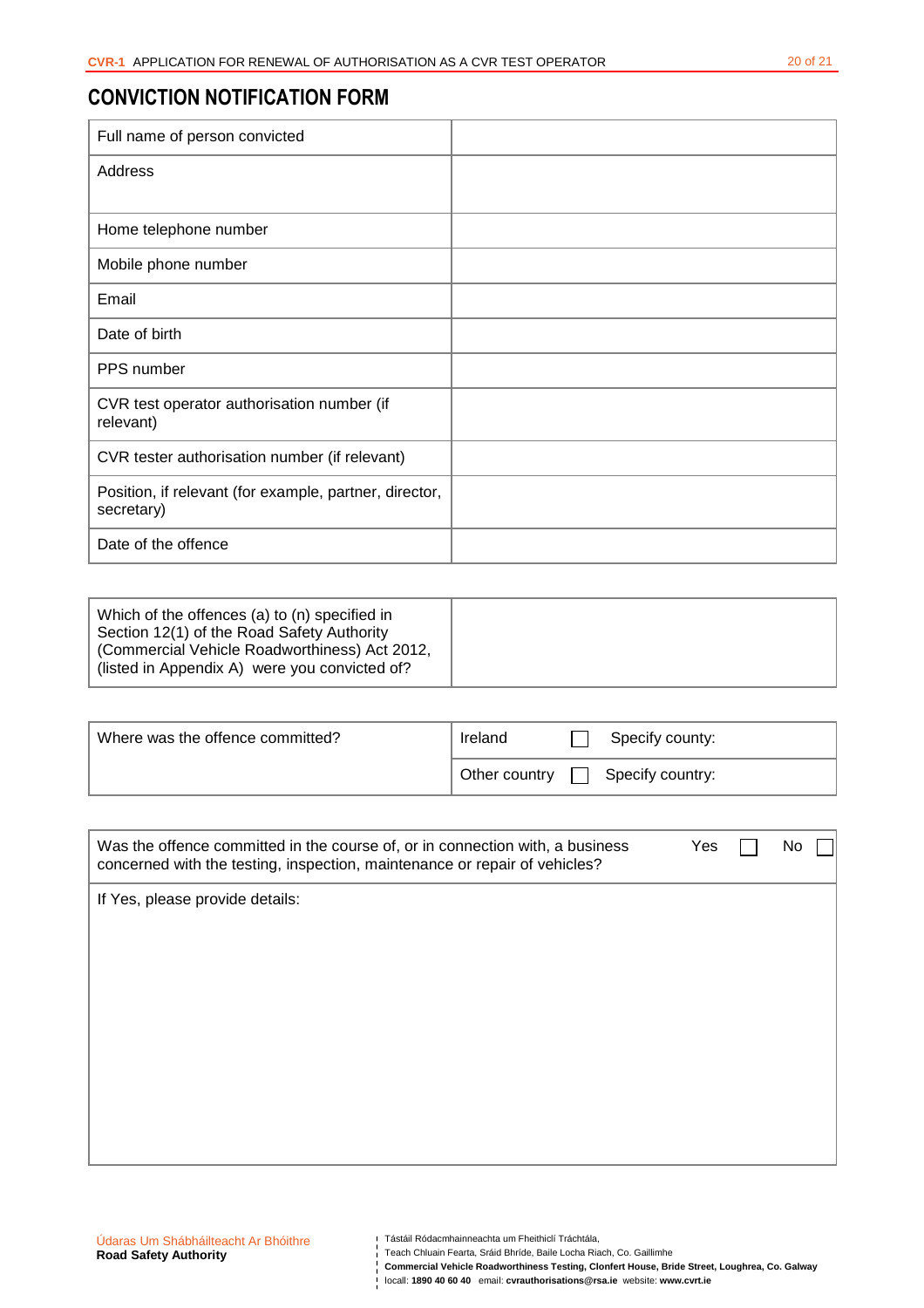## CONVICTION NOTIFICATION FORM

| | |
|---|---|
| Full name of person convicted | |
| Address | |
| Home telephone number | |
| Mobile phone number | |
| Email | |
| Date of birth | |
| PPS number | |
| CVR test operator authorisation number (if relevant) | |
| CVR tester authorisation number (if relevant) | |
| Position, if relevant (for example, partner, director, secretary) | |
| Date of the offence | |

| | |
|---|---|
| Which of the offences (a) to (n) specified in Section 12(1) of the Road Safety Authority (Commercial Vehicle Roadworthiness) Act 2012, (listed in Appendix A) were you convicted of? | |

| | | |
|---|---|---|
| Where was the offence committed? | Ireland ☐ | Specify county: |
| | Other country ☐ | Specify country: |

| |
|---|
| Was the offence committed in the course of, or in connection with, a business concerned with the testing, inspection, maintenance or repair of vehicles? Yes ☐ No ☐ |
| If Yes, please provide details: |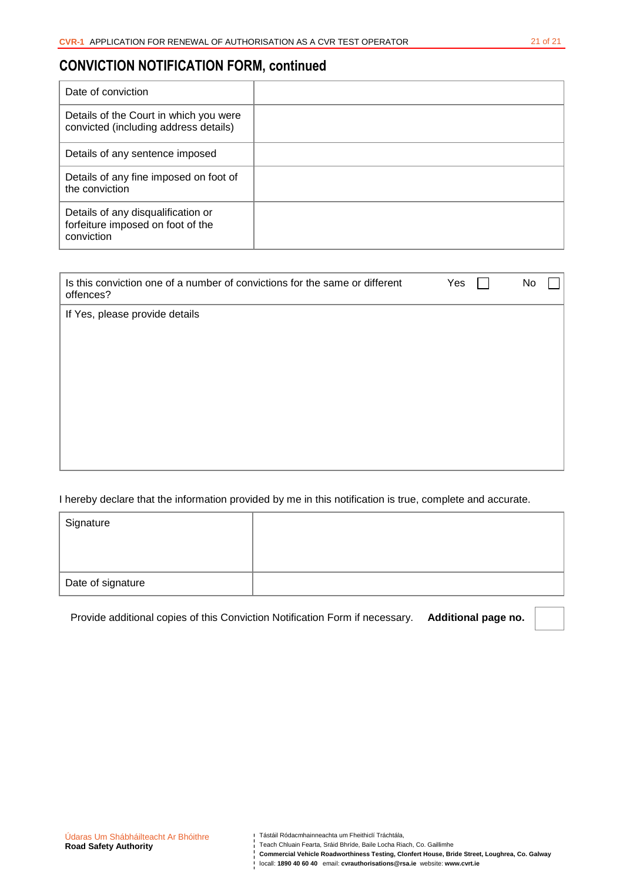## CONVICTION NOTIFICATION FORM, continued

| | |
|---|---|
| Date of conviction | |
| Details of the Court in which you were convicted (including address details) | |
| Details of any sentence imposed | |
| Details of any fine imposed on foot of the conviction | |
| Details of any disqualification or forfeiture imposed on foot of the conviction | |

| | | |
|---|---|---|
| Is this conviction one of a number of convictions for the same or different offences? | Yes ☐ | No ☐ |
| If Yes, please provide details | | |

I hereby declare that the information provided by me in this notification is true, complete and accurate.

| | |
|---|---|
| Signature | |
| Date of signature | |

Provide additional copies of this Conviction Notification Form if necessary. **Additional page no.** ☐

Údaras Um Shábháilteacht Ar Bhóithre
**Road Safety Authority**

Tástáil Ródacmhainneachta um Fheithiclí Tráchtála,
Teach Chluain Fearta, Sráid Bhríde, Baile Locha Riach, Co. Gaillimhe
**Commercial Vehicle Roadworthiness Testing, Clonfert House, Bride Street, Loughrea, Co. Galway**
locall: **1890 40 60 40** email: **cvrauthorisations@rsa.ie** website: **www.cvrt.ie**